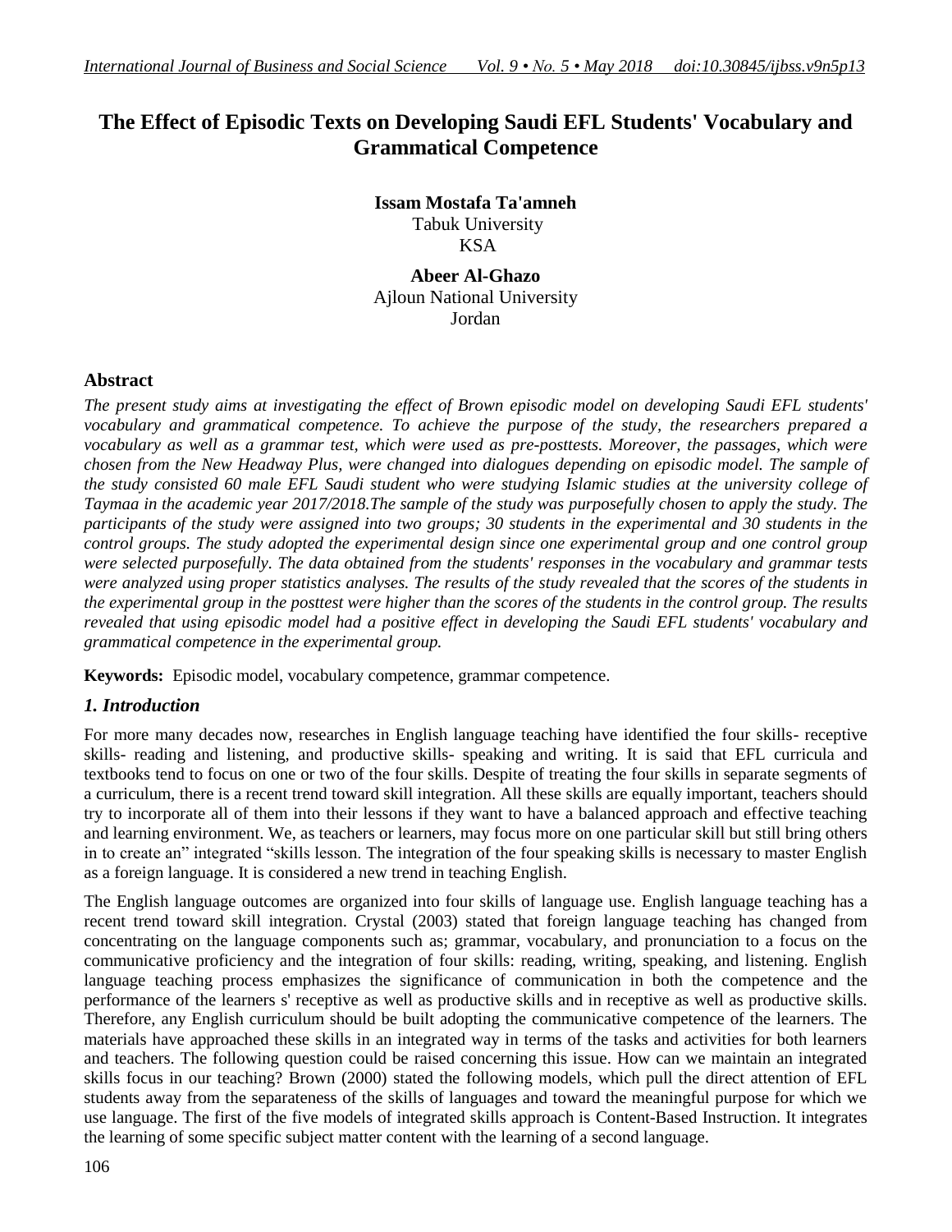# The Effect of Episodic Texts on Developing Saudi EFL Students' Vocabulary and Grammatical Competence

**Issam Mostafa Ta'amneh**
Tabuk University
KSA

**Abeer Al-Ghazo**
Ajloun National University
Jordan

## Abstract

*The present study aims at investigating the effect of Brown episodic model on developing Saudi EFL students' vocabulary and grammatical competence. To achieve the purpose of the study, the researchers prepared a vocabulary as well as a grammar test, which were used as pre-posttests. Moreover, the passages, which were chosen from the New Headway Plus, were changed into dialogues depending on episodic model. The sample of the study consisted 60 male EFL Saudi student who were studying Islamic studies at the university college of Taymaa in the academic year 2017/2018.The sample of the study was purposefully chosen to apply the study. The participants of the study were assigned into two groups; 30 students in the experimental and 30 students in the control groups. The study adopted the experimental design since one experimental group and one control group were selected purposefully. The data obtained from the students' responses in the vocabulary and grammar tests were analyzed using proper statistics analyses. The results of the study revealed that the scores of the students in the experimental group in the posttest were higher than the scores of the students in the control group. The results revealed that using episodic model had a positive effect in developing the Saudi EFL students' vocabulary and grammatical competence in the experimental group.*

**Keywords:** Episodic model, vocabulary competence, grammar competence.

## *1. Introduction*

For more many decades now, researches in English language teaching have identified the four skills- receptive skills- reading and listening, and productive skills- speaking and writing. It is said that EFL curricula and textbooks tend to focus on one or two of the four skills. Despite of treating the four skills in separate segments of a curriculum, there is a recent trend toward skill integration. All these skills are equally important, teachers should try to incorporate all of them into their lessons if they want to have a balanced approach and effective teaching and learning environment. We, as teachers or learners, may focus more on one particular skill but still bring others in to create an" integrated "skills lesson. The integration of the four speaking skills is necessary to master English as a foreign language. It is considered a new trend in teaching English.

The English language outcomes are organized into four skills of language use. English language teaching has a recent trend toward skill integration. Crystal (2003) stated that foreign language teaching has changed from concentrating on the language components such as; grammar, vocabulary, and pronunciation to a focus on the communicative proficiency and the integration of four skills: reading, writing, speaking, and listening. English language teaching process emphasizes the significance of communication in both the competence and the performance of the learners s' receptive as well as productive skills and in receptive as well as productive skills. Therefore, any English curriculum should be built adopting the communicative competence of the learners. The materials have approached these skills in an integrated way in terms of the tasks and activities for both learners and teachers. The following question could be raised concerning this issue. How can we maintain an integrated skills focus in our teaching? Brown (2000) stated the following models, which pull the direct attention of EFL students away from the separateness of the skills of languages and toward the meaningful purpose for which we use language. The first of the five models of integrated skills approach is Content-Based Instruction. It integrates the learning of some specific subject matter content with the learning of a second language.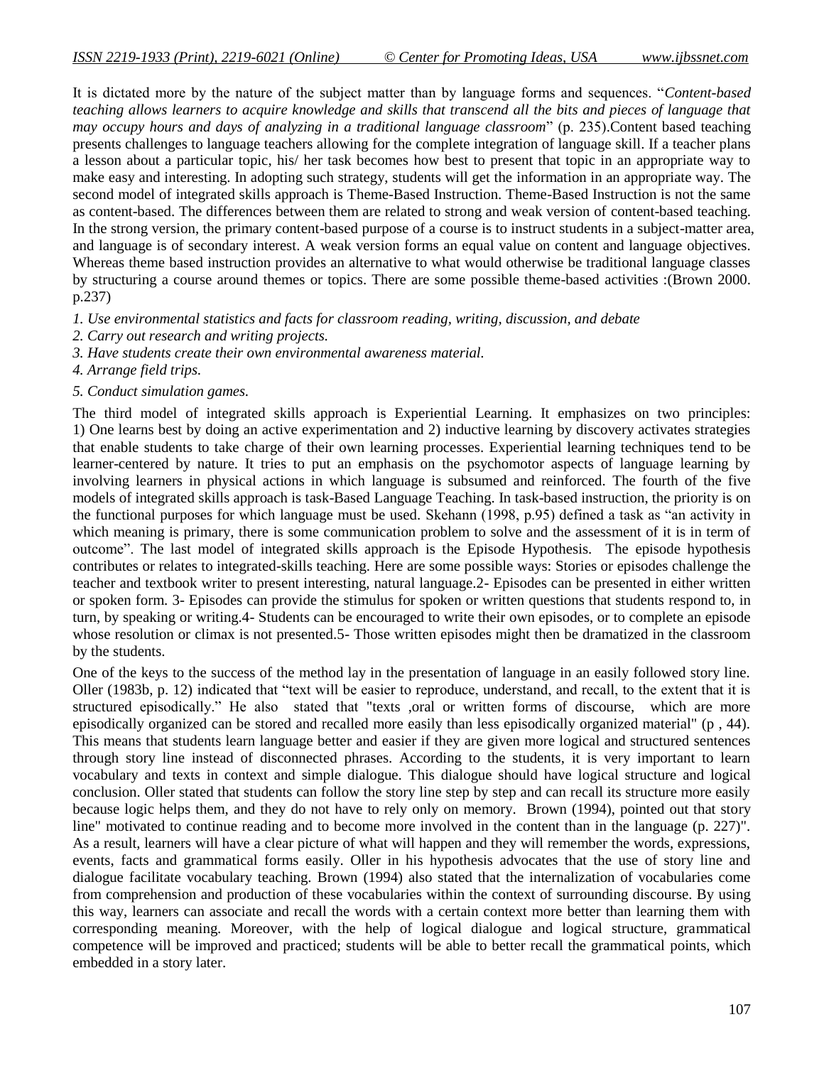It is dictated more by the nature of the subject matter than by language forms and sequences. "*Content-based teaching allows learners to acquire knowledge and skills that transcend all the bits and pieces of language that may occupy hours and days of analyzing in a traditional language classroom*" (p. 235).Content based teaching presents challenges to language teachers allowing for the complete integration of language skill. If a teacher plans a lesson about a particular topic, his/ her task becomes how best to present that topic in an appropriate way to make easy and interesting. In adopting such strategy, students will get the information in an appropriate way. The second model of integrated skills approach is Theme-Based Instruction. Theme-Based Instruction is not the same as content-based. The differences between them are related to strong and weak version of content-based teaching. In the strong version, the primary content-based purpose of a course is to instruct students in a subject-matter area, and language is of secondary interest. A weak version forms an equal value on content and language objectives. Whereas theme based instruction provides an alternative to what would otherwise be traditional language classes by structuring a course around themes or topics. There are some possible theme-based activities :(Brown 2000. p.237)

*1. Use environmental statistics and facts for classroom reading, writing, discussion, and debate*
*2. Carry out research and writing projects.*
*3. Have students create their own environmental awareness material.*
*4. Arrange field trips.*
*5. Conduct simulation games.*

The third model of integrated skills approach is Experiential Learning. It emphasizes on two principles: 1) One learns best by doing an active experimentation and 2) inductive learning by discovery activates strategies that enable students to take charge of their own learning processes. Experiential learning techniques tend to be learner-centered by nature. It tries to put an emphasis on the psychomotor aspects of language learning by involving learners in physical actions in which language is subsumed and reinforced. The fourth of the five models of integrated skills approach is task-Based Language Teaching. In task-based instruction, the priority is on the functional purposes for which language must be used. Skehann (1998, p.95) defined a task as "an activity in which meaning is primary, there is some communication problem to solve and the assessment of it is in term of outcome". The last model of integrated skills approach is the Episode Hypothesis. The episode hypothesis contributes or relates to integrated-skills teaching. Here are some possible ways: Stories or episodes challenge the teacher and textbook writer to present interesting, natural language.2- Episodes can be presented in either written or spoken form. 3- Episodes can provide the stimulus for spoken or written questions that students respond to, in turn, by speaking or writing.4- Students can be encouraged to write their own episodes, or to complete an episode whose resolution or climax is not presented.5- Those written episodes might then be dramatized in the classroom by the students.

One of the keys to the success of the method lay in the presentation of language in an easily followed story line. Oller (1983b, p. 12) indicated that "text will be easier to reproduce, understand, and recall, to the extent that it is structured episodically." He also stated that "texts ,oral or written forms of discourse, which are more episodically organized can be stored and recalled more easily than less episodically organized material" (p , 44). This means that students learn language better and easier if they are given more logical and structured sentences through story line instead of disconnected phrases. According to the students, it is very important to learn vocabulary and texts in context and simple dialogue. This dialogue should have logical structure and logical conclusion. Oller stated that students can follow the story line step by step and can recall its structure more easily because logic helps them, and they do not have to rely only on memory. Brown (1994), pointed out that story line" motivated to continue reading and to become more involved in the content than in the language (p. 227)". As a result, learners will have a clear picture of what will happen and they will remember the words, expressions, events, facts and grammatical forms easily. Oller in his hypothesis advocates that the use of story line and dialogue facilitate vocabulary teaching. Brown (1994) also stated that the internalization of vocabularies come from comprehension and production of these vocabularies within the context of surrounding discourse. By using this way, learners can associate and recall the words with a certain context more better than learning them with corresponding meaning. Moreover, with the help of logical dialogue and logical structure, grammatical competence will be improved and practiced; students will be able to better recall the grammatical points, which embedded in a story later.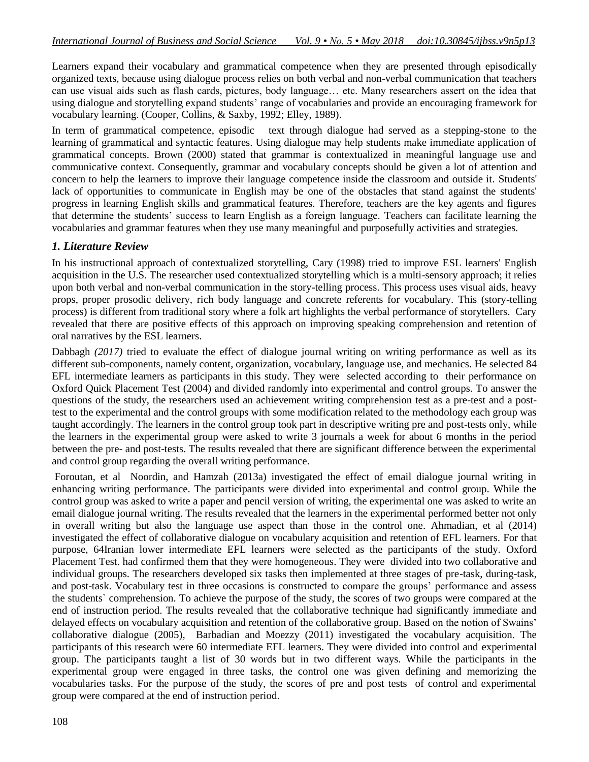Learners expand their vocabulary and grammatical competence when they are presented through episodically organized texts, because using dialogue process relies on both verbal and non-verbal communication that teachers can use visual aids such as flash cards, pictures, body language… etc. Many researchers assert on the idea that using dialogue and storytelling expand students' range of vocabularies and provide an encouraging framework for vocabulary learning. (Cooper, Collins, & Saxby, 1992; Elley, 1989).

In term of grammatical competence, episodic text through dialogue had served as a stepping-stone to the learning of grammatical and syntactic features. Using dialogue may help students make immediate application of grammatical concepts. Brown (2000) stated that grammar is contextualized in meaningful language use and communicative context. Consequently, grammar and vocabulary concepts should be given a lot of attention and concern to help the learners to improve their language competence inside the classroom and outside it. Students' lack of opportunities to communicate in English may be one of the obstacles that stand against the students' progress in learning English skills and grammatical features. Therefore, teachers are the key agents and figures that determine the students' success to learn English as a foreign language. Teachers can facilitate learning the vocabularies and grammar features when they use many meaningful and purposefully activities and strategies.

## *1. Literature Review*

In his instructional approach of contextualized storytelling, Cary (1998) tried to improve ESL learners' English acquisition in the U.S. The researcher used contextualized storytelling which is a multi-sensory approach; it relies upon both verbal and non-verbal communication in the story-telling process. This process uses visual aids, heavy props, proper prosodic delivery, rich body language and concrete referents for vocabulary. This (story-telling process) is different from traditional story where a folk art highlights the verbal performance of storytellers. Cary revealed that there are positive effects of this approach on improving speaking comprehension and retention of oral narratives by the ESL learners.

Dabbagh *(2017)* tried to evaluate the effect of dialogue journal writing on writing performance as well as its different sub-components, namely content, organization, vocabulary, language use, and mechanics. He selected 84 EFL intermediate learners as participants in this study. They were selected according to their performance on Oxford Quick Placement Test (2004) and divided randomly into experimental and control groups. To answer the questions of the study, the researchers used an achievement writing comprehension test as a pre-test and a post-test to the experimental and the control groups with some modification related to the methodology each group was taught accordingly. The learners in the control group took part in descriptive writing pre and post-tests only, while the learners in the experimental group were asked to write 3 journals a week for about 6 months in the period between the pre- and post-tests. The results revealed that there are significant difference between the experimental and control group regarding the overall writing performance.

Foroutan, et al Noordin, and Hamzah (2013a) investigated the effect of email dialogue journal writing in enhancing writing performance. The participants were divided into experimental and control group. While the control group was asked to write a paper and pencil version of writing, the experimental one was asked to write an email dialogue journal writing. The results revealed that the learners in the experimental performed better not only in overall writing but also the language use aspect than those in the control one. Ahmadian, et al (2014) investigated the effect of collaborative dialogue on vocabulary acquisition and retention of EFL learners. For that purpose, 64Iranian lower intermediate EFL learners were selected as the participants of the study. Oxford Placement Test. had confirmed them that they were homogeneous. They were divided into two collaborative and individual groups. The researchers developed six tasks then implemented at three stages of pre-task, during-task, and post-task. Vocabulary test in three occasions is constructed to compare the groups' performance and assess the students` comprehension. To achieve the purpose of the study, the scores of two groups were compared at the end of instruction period. The results revealed that the collaborative technique had significantly immediate and delayed effects on vocabulary acquisition and retention of the collaborative group. Based on the notion of Swains' collaborative dialogue (2005), Barbadian and Moezzy (2011) investigated the vocabulary acquisition. The participants of this research were 60 intermediate EFL learners. They were divided into control and experimental group. The participants taught a list of 30 words but in two different ways. While the participants in the experimental group were engaged in three tasks, the control one was given defining and memorizing the vocabularies tasks. For the purpose of the study, the scores of pre and post tests of control and experimental group were compared at the end of instruction period.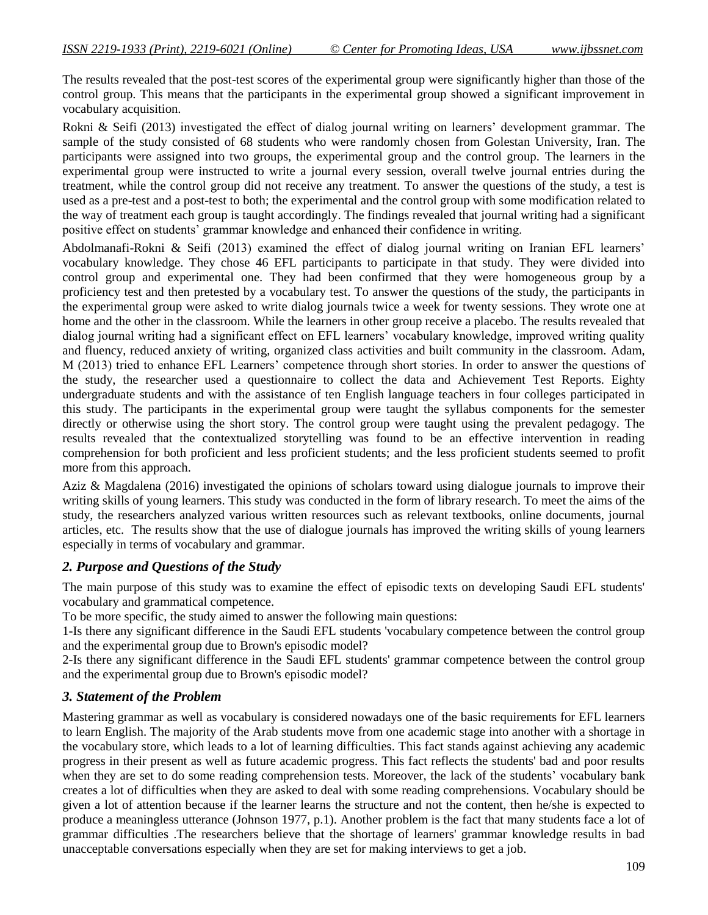The results revealed that the post-test scores of the experimental group were significantly higher than those of the control group. This means that the participants in the experimental group showed a significant improvement in vocabulary acquisition.

Rokni & Seifi (2013) investigated the effect of dialog journal writing on learners' development grammar. The sample of the study consisted of 68 students who were randomly chosen from Golestan University, Iran. The participants were assigned into two groups, the experimental group and the control group. The learners in the experimental group were instructed to write a journal every session, overall twelve journal entries during the treatment, while the control group did not receive any treatment. To answer the questions of the study, a test is used as a pre-test and a post-test to both; the experimental and the control group with some modification related to the way of treatment each group is taught accordingly. The findings revealed that journal writing had a significant positive effect on students' grammar knowledge and enhanced their confidence in writing.

Abdolmanafi-Rokni & Seifi (2013) examined the effect of dialog journal writing on Iranian EFL learners' vocabulary knowledge. They chose 46 EFL participants to participate in that study. They were divided into control group and experimental one. They had been confirmed that they were homogeneous group by a proficiency test and then pretested by a vocabulary test. To answer the questions of the study, the participants in the experimental group were asked to write dialog journals twice a week for twenty sessions. They wrote one at home and the other in the classroom. While the learners in other group receive a placebo. The results revealed that dialog journal writing had a significant effect on EFL learners' vocabulary knowledge, improved writing quality and fluency, reduced anxiety of writing, organized class activities and built community in the classroom. Adam, M (2013) tried to enhance EFL Learners' competence through short stories. In order to answer the questions of the study, the researcher used a questionnaire to collect the data and Achievement Test Reports. Eighty undergraduate students and with the assistance of ten English language teachers in four colleges participated in this study. The participants in the experimental group were taught the syllabus components for the semester directly or otherwise using the short story. The control group were taught using the prevalent pedagogy. The results revealed that the contextualized storytelling was found to be an effective intervention in reading comprehension for both proficient and less proficient students; and the less proficient students seemed to profit more from this approach.

Aziz & Magdalena (2016) investigated the opinions of scholars toward using dialogue journals to improve their writing skills of young learners. This study was conducted in the form of library research. To meet the aims of the study, the researchers analyzed various written resources such as relevant textbooks, online documents, journal articles, etc. The results show that the use of dialogue journals has improved the writing skills of young learners especially in terms of vocabulary and grammar.

## *2. Purpose and Questions of the Study*

The main purpose of this study was to examine the effect of episodic texts on developing Saudi EFL students' vocabulary and grammatical competence.

To be more specific, the study aimed to answer the following main questions:

1-Is there any significant difference in the Saudi EFL students 'vocabulary competence between the control group and the experimental group due to Brown's episodic model?

2-Is there any significant difference in the Saudi EFL students' grammar competence between the control group and the experimental group due to Brown's episodic model?

## *3. Statement of the Problem*

Mastering grammar as well as vocabulary is considered nowadays one of the basic requirements for EFL learners to learn English. The majority of the Arab students move from one academic stage into another with a shortage in the vocabulary store, which leads to a lot of learning difficulties. This fact stands against achieving any academic progress in their present as well as future academic progress. This fact reflects the students' bad and poor results when they are set to do some reading comprehension tests. Moreover, the lack of the students' vocabulary bank creates a lot of difficulties when they are asked to deal with some reading comprehensions. Vocabulary should be given a lot of attention because if the learner learns the structure and not the content, then he/she is expected to produce a meaningless utterance (Johnson 1977, p.1). Another problem is the fact that many students face a lot of grammar difficulties .The researchers believe that the shortage of learners' grammar knowledge results in bad unacceptable conversations especially when they are set for making interviews to get a job.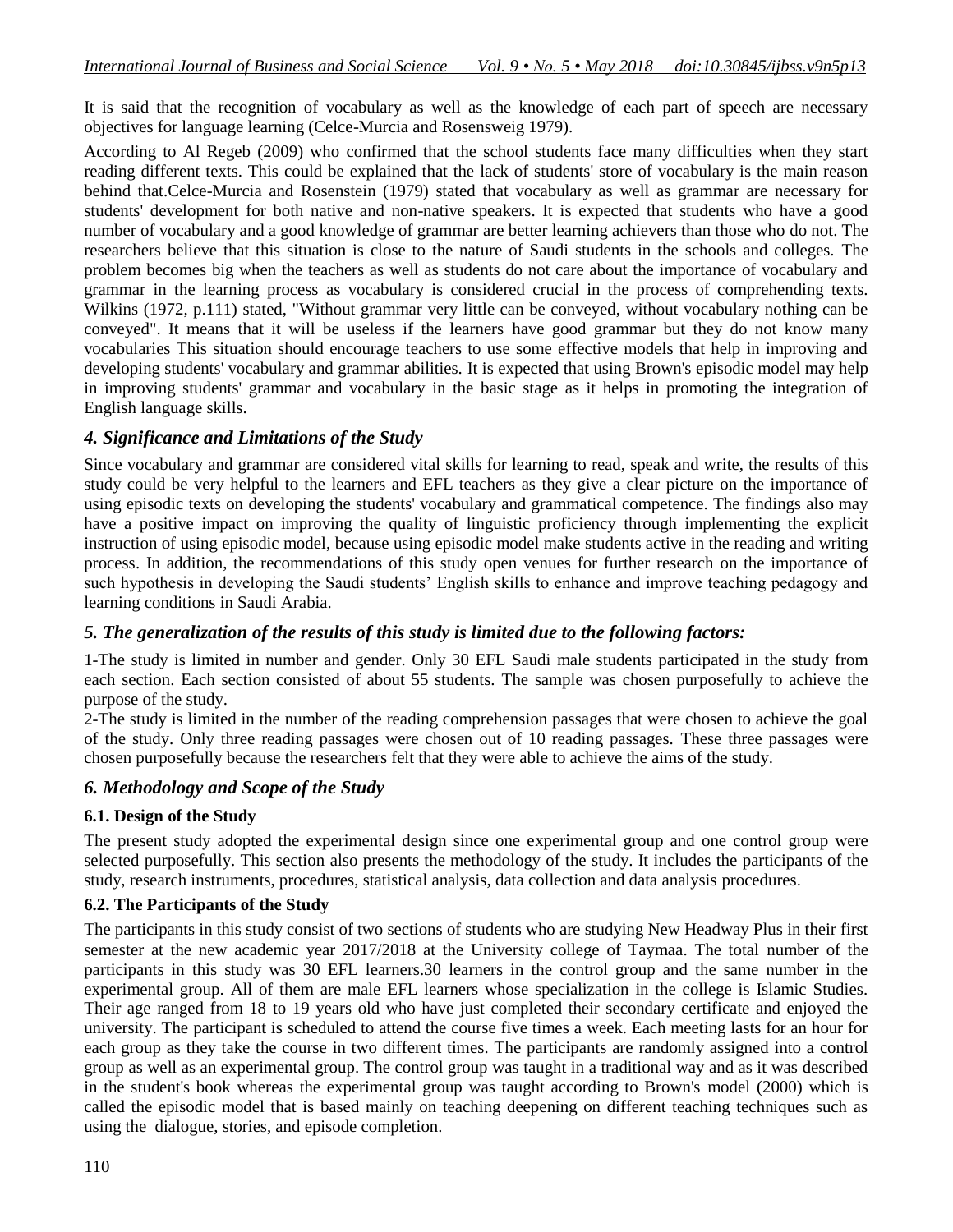It is said that the recognition of vocabulary as well as the knowledge of each part of speech are necessary objectives for language learning (Celce-Murcia and Rosensweig 1979).

According to Al Regeb (2009) who confirmed that the school students face many difficulties when they start reading different texts. This could be explained that the lack of students' store of vocabulary is the main reason behind that.Celce-Murcia and Rosenstein (1979) stated that vocabulary as well as grammar are necessary for students' development for both native and non-native speakers. It is expected that students who have a good number of vocabulary and a good knowledge of grammar are better learning achievers than those who do not. The researchers believe that this situation is close to the nature of Saudi students in the schools and colleges. The problem becomes big when the teachers as well as students do not care about the importance of vocabulary and grammar in the learning process as vocabulary is considered crucial in the process of comprehending texts. Wilkins (1972, p.111) stated, "Without grammar very little can be conveyed, without vocabulary nothing can be conveyed". It means that it will be useless if the learners have good grammar but they do not know many vocabularies This situation should encourage teachers to use some effective models that help in improving and developing students' vocabulary and grammar abilities. It is expected that using Brown's episodic model may help in improving students' grammar and vocabulary in the basic stage as it helps in promoting the integration of English language skills.

## *4. Significance and Limitations of the Study*

Since vocabulary and grammar are considered vital skills for learning to read, speak and write, the results of this study could be very helpful to the learners and EFL teachers as they give a clear picture on the importance of using episodic texts on developing the students' vocabulary and grammatical competence. The findings also may have a positive impact on improving the quality of linguistic proficiency through implementing the explicit instruction of using episodic model, because using episodic model make students active in the reading and writing process. In addition, the recommendations of this study open venues for further research on the importance of such hypothesis in developing the Saudi students' English skills to enhance and improve teaching pedagogy and learning conditions in Saudi Arabia.

## *5. The generalization of the results of this study is limited due to the following factors:*

1-The study is limited in number and gender. Only 30 EFL Saudi male students participated in the study from each section. Each section consisted of about 55 students. The sample was chosen purposefully to achieve the purpose of the study.

2-The study is limited in the number of the reading comprehension passages that were chosen to achieve the goal of the study. Only three reading passages were chosen out of 10 reading passages. These three passages were chosen purposefully because the researchers felt that they were able to achieve the aims of the study.

## *6. Methodology and Scope of the Study*

### 6.1. Design of the Study

The present study adopted the experimental design since one experimental group and one control group were selected purposefully. This section also presents the methodology of the study. It includes the participants of the study, research instruments, procedures, statistical analysis, data collection and data analysis procedures.

### 6.2. The Participants of the Study

The participants in this study consist of two sections of students who are studying New Headway Plus in their first semester at the new academic year 2017/2018 at the University college of Taymaa. The total number of the participants in this study was 30 EFL learners.30 learners in the control group and the same number in the experimental group. All of them are male EFL learners whose specialization in the college is Islamic Studies. Their age ranged from 18 to 19 years old who have just completed their secondary certificate and enjoyed the university. The participant is scheduled to attend the course five times a week. Each meeting lasts for an hour for each group as they take the course in two different times. The participants are randomly assigned into a control group as well as an experimental group. The control group was taught in a traditional way and as it was described in the student's book whereas the experimental group was taught according to Brown's model (2000) which is called the episodic model that is based mainly on teaching deepening on different teaching techniques such as using the dialogue, stories, and episode completion.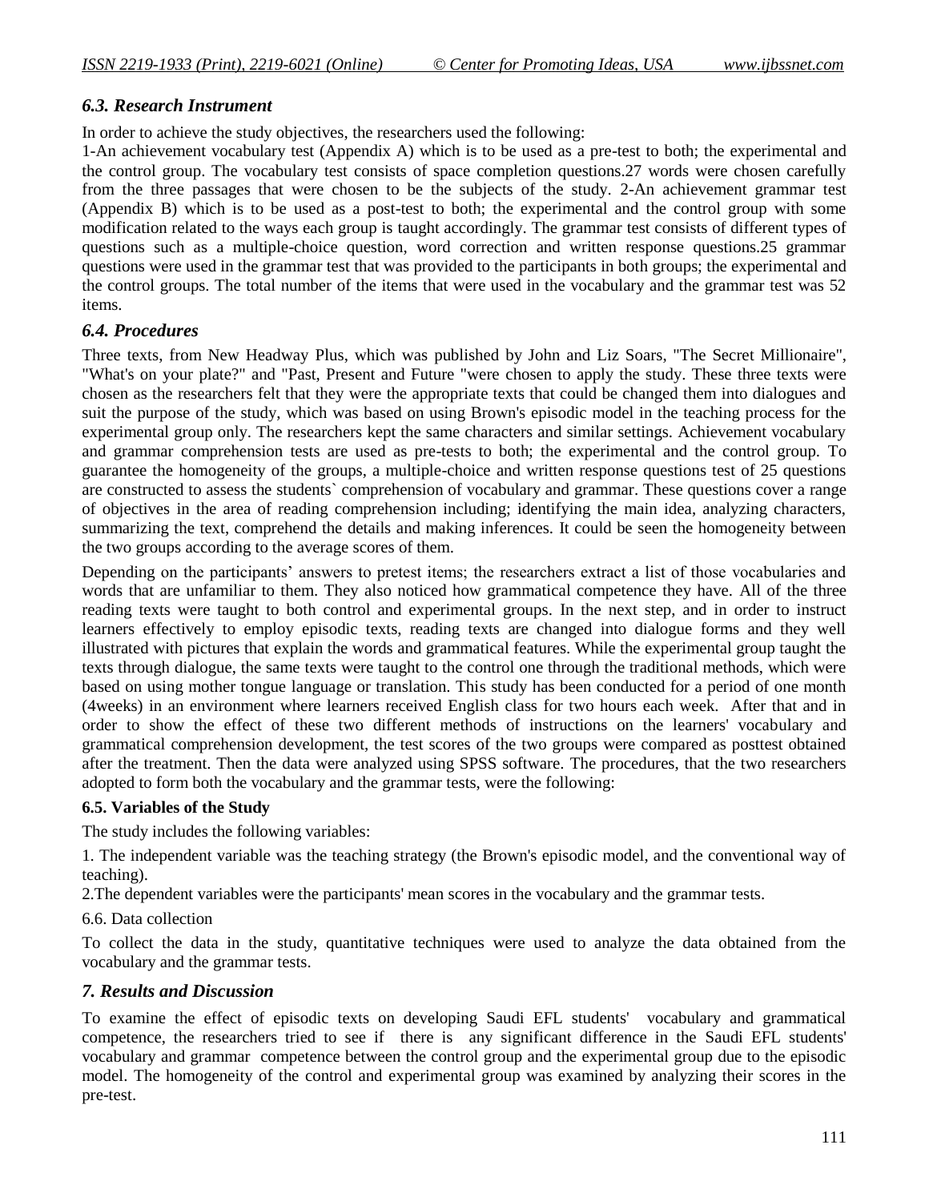### *6.3. Research Instrument*

In order to achieve the study objectives, the researchers used the following:

1-An achievement vocabulary test (Appendix A) which is to be used as a pre-test to both; the experimental and the control group. The vocabulary test consists of space completion questions.27 words were chosen carefully from the three passages that were chosen to be the subjects of the study. 2-An achievement grammar test (Appendix B) which is to be used as a post-test to both; the experimental and the control group with some modification related to the ways each group is taught accordingly. The grammar test consists of different types of questions such as a multiple-choice question, word correction and written response questions.25 grammar questions were used in the grammar test that was provided to the participants in both groups; the experimental and the control groups. The total number of the items that were used in the vocabulary and the grammar test was 52 items.

### *6.4. Procedures*

Three texts, from New Headway Plus, which was published by John and Liz Soars, "The Secret Millionaire", "What's on your plate?" and "Past, Present and Future "were chosen to apply the study. These three texts were chosen as the researchers felt that they were the appropriate texts that could be changed them into dialogues and suit the purpose of the study, which was based on using Brown's episodic model in the teaching process for the experimental group only. The researchers kept the same characters and similar settings. Achievement vocabulary and grammar comprehension tests are used as pre-tests to both; the experimental and the control group. To guarantee the homogeneity of the groups, a multiple-choice and written response questions test of 25 questions are constructed to assess the students` comprehension of vocabulary and grammar. These questions cover a range of objectives in the area of reading comprehension including; identifying the main idea, analyzing characters, summarizing the text, comprehend the details and making inferences. It could be seen the homogeneity between the two groups according to the average scores of them.

Depending on the participants' answers to pretest items; the researchers extract a list of those vocabularies and words that are unfamiliar to them. They also noticed how grammatical competence they have. All of the three reading texts were taught to both control and experimental groups. In the next step, and in order to instruct learners effectively to employ episodic texts, reading texts are changed into dialogue forms and they well illustrated with pictures that explain the words and grammatical features. While the experimental group taught the texts through dialogue, the same texts were taught to the control one through the traditional methods, which were based on using mother tongue language or translation. This study has been conducted for a period of one month (4weeks) in an environment where learners received English class for two hours each week. After that and in order to show the effect of these two different methods of instructions on the learners' vocabulary and grammatical comprehension development, the test scores of the two groups were compared as posttest obtained after the treatment. Then the data were analyzed using SPSS software. The procedures, that the two researchers adopted to form both the vocabulary and the grammar tests, were the following:

**6.5. Variables of the Study**

The study includes the following variables:

1. The independent variable was the teaching strategy (the Brown's episodic model, and the conventional way of teaching).

2.The dependent variables were the participants' mean scores in the vocabulary and the grammar tests.

6.6. Data collection

To collect the data in the study, quantitative techniques were used to analyze the data obtained from the vocabulary and the grammar tests.

## *7. Results and Discussion*

To examine the effect of episodic texts on developing Saudi EFL students' vocabulary and grammatical competence, the researchers tried to see if there is any significant difference in the Saudi EFL students' vocabulary and grammar competence between the control group and the experimental group due to the episodic model. The homogeneity of the control and experimental group was examined by analyzing their scores in the pre-test.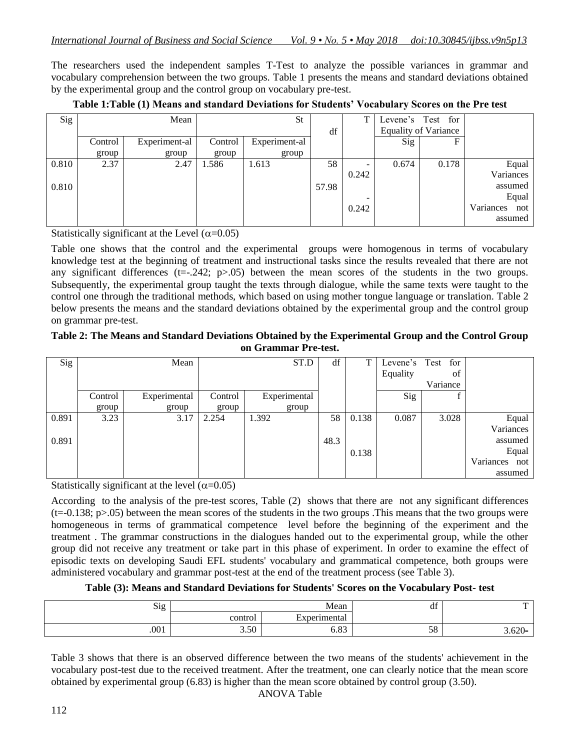The researchers used the independent samples T-Test to analyze the possible variances in grammar and vocabulary comprehension between the two groups. Table 1 presents the means and standard deviations obtained by the experimental group and the control group on vocabulary pre-test.

**Table 1:Table (1) Means and standard Deviations for Students' Vocabulary Scores on the Pre test**

| Sig | Mean | | St | | df | T | Levene's Test for Equality of Variance | | |
|---|---|---|---|---|---|---|---|---|---|
| | Control group | Experiment-al group | Control group | Experiment-al group | | | Sig | F | |
| 0.810 | 2.37 | 2.47 | 1.586 | 1.613 | 58 | -0.242 | 0.674 | 0.178 | Equal Variances assumed |
| 0.810 | | | | | 57.98 | -0.242 | | | Equal Variances not assumed |

Statistically significant at the Level ($\alpha$=0.05)

Table one shows that the control and the experimental groups were homogenous in terms of vocabulary knowledge test at the beginning of treatment and instructional tasks since the results revealed that there are not any significant differences (t=-.242; p>.05) between the mean scores of the students in the two groups. Subsequently, the experimental group taught the texts through dialogue, while the same texts were taught to the control one through the traditional methods, which based on using mother tongue language or translation. Table 2 below presents the means and the standard deviations obtained by the experimental group and the control group on grammar pre-test.

**Table 2: The Means and Standard Deviations Obtained by the Experimental Group and the Control Group on Grammar Pre-test.**

| Sig | Mean | | ST.D | | df | T | Levene's Test for Equality of Variance | | |
|---|---|---|---|---|---|---|---|---|---|
| | Control group | Experimental group | Control group | Experimental group | | | Sig | f | |
| 0.891 | 3.23 | 3.17 | 2.254 | 1.392 | 58 | 0.138 | 0.087 | 3.028 | Equal Variances assumed |
| 0.891 | | | | | 48.3 | 0.138 | | | Equal Variances not assumed |

Statistically significant at the level ($\alpha$=0.05)

According to the analysis of the pre-test scores, Table (2) shows that there are not any significant differences (t=-0.138; p>.05) between the mean scores of the students in the two groups .This means that the two groups were homogeneous in terms of grammatical competence level before the beginning of the experiment and the treatment . The grammar constructions in the dialogues handed out to the experimental group, while the other group did not receive any treatment or take part in this phase of experiment. In order to examine the effect of episodic texts on developing Saudi EFL students' vocabulary and grammatical competence, both groups were administered vocabulary and grammar post-test at the end of the treatment process (see Table 3).

**Table (3): Means and Standard Deviations for Students' Scores on the Vocabulary Post- test**

| Sig | Mean | | df | T |
|---|---|---|---|---|
| | control | Experimental | | |
| .001 | 3.50 | 6.83 | 58 | 3.620- |

Table 3 shows that there is an observed difference between the two means of the students' achievement in the vocabulary post-test due to the received treatment. After the treatment, one can clearly notice that the mean score obtained by experimental group (6.83) is higher than the mean score obtained by control group (3.50).

ANOVA Table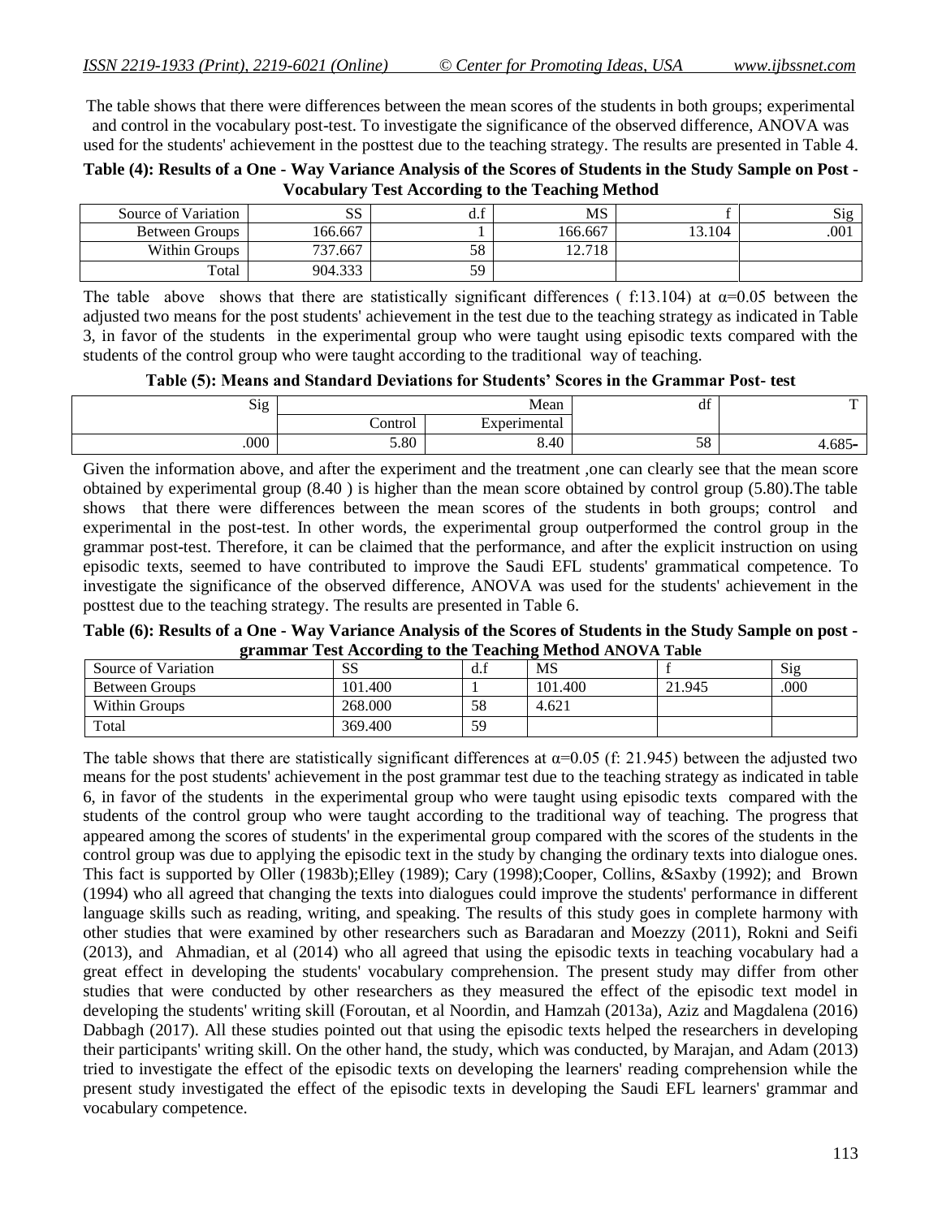The table shows that there were differences between the mean scores of the students in both groups; experimental and control in the vocabulary post-test. To investigate the significance of the observed difference, ANOVA was used for the students' achievement in the posttest due to the teaching strategy. The results are presented in Table 4.

**Table (4): Results of a One - Way Variance Analysis of the Scores of Students in the Study Sample on Post - Vocabulary Test According to the Teaching Method**

| Source of Variation | SS | d.f | MS | f | Sig |
|---|---|---|---|---|---|
| Between Groups | 166.667 | 1 | 166.667 | 13.104 | .001 |
| Within Groups | 737.667 | 58 | 12.718 | | |
| Total | 904.333 | 59 | | | |

The table above shows that there are statistically significant differences ( f:13.104) at α=0.05 between the adjusted two means for the post students' achievement in the test due to the teaching strategy as indicated in Table 3, in favor of the students in the experimental group who were taught using episodic texts compared with the students of the control group who were taught according to the traditional way of teaching.

**Table (5): Means and Standard Deviations for Students' Scores in the Grammar Post- test**

| Sig | Mean | | df | T |
|---|---|---|---|---|
| | Control | Experimental | | |
| .000 | 5.80 | 8.40 | 58 | 4.685- |

Given the information above, and after the experiment and the treatment ,one can clearly see that the mean score obtained by experimental group (8.40 ) is higher than the mean score obtained by control group (5.80).The table shows that there were differences between the mean scores of the students in both groups; control and experimental in the post-test. In other words, the experimental group outperformed the control group in the grammar post-test. Therefore, it can be claimed that the performance, and after the explicit instruction on using episodic texts, seemed to have contributed to improve the Saudi EFL students' grammatical competence. To investigate the significance of the observed difference, ANOVA was used for the students' achievement in the posttest due to the teaching strategy. The results are presented in Table 6.

**Table (6): Results of a One - Way Variance Analysis of the Scores of Students in the Study Sample on post - grammar Test According to the Teaching Method ANOVA Table**

| Source of Variation | SS | d.f | MS | f | Sig |
|---|---|---|---|---|---|
| Between Groups | 101.400 | 1 | 101.400 | 21.945 | .000 |
| Within Groups | 268.000 | 58 | 4.621 | | |
| Total | 369.400 | 59 | | | |

The table shows that there are statistically significant differences at α=0.05 (f: 21.945) between the adjusted two means for the post students' achievement in the post grammar test due to the teaching strategy as indicated in table 6, in favor of the students in the experimental group who were taught using episodic texts compared with the students of the control group who were taught according to the traditional way of teaching. The progress that appeared among the scores of students' in the experimental group compared with the scores of the students in the control group was due to applying the episodic text in the study by changing the ordinary texts into dialogue ones. This fact is supported by Oller (1983b);Elley (1989); Cary (1998);Cooper, Collins, &Saxby (1992); and Brown (1994) who all agreed that changing the texts into dialogues could improve the students' performance in different language skills such as reading, writing, and speaking. The results of this study goes in complete harmony with other studies that were examined by other researchers such as Baradaran and Moezzy (2011), Rokni and Seifi (2013), and Ahmadian, et al (2014) who all agreed that using the episodic texts in teaching vocabulary had a great effect in developing the students' vocabulary comprehension. The present study may differ from other studies that were conducted by other researchers as they measured the effect of the episodic text model in developing the students' writing skill (Foroutan, et al Noordin, and Hamzah (2013a), Aziz and Magdalena (2016) Dabbagh (2017). All these studies pointed out that using the episodic texts helped the researchers in developing their participants' writing skill. On the other hand, the study, which was conducted, by Marajan, and Adam (2013) tried to investigate the effect of the episodic texts on developing the learners' reading comprehension while the present study investigated the effect of the episodic texts in developing the Saudi EFL learners' grammar and vocabulary competence.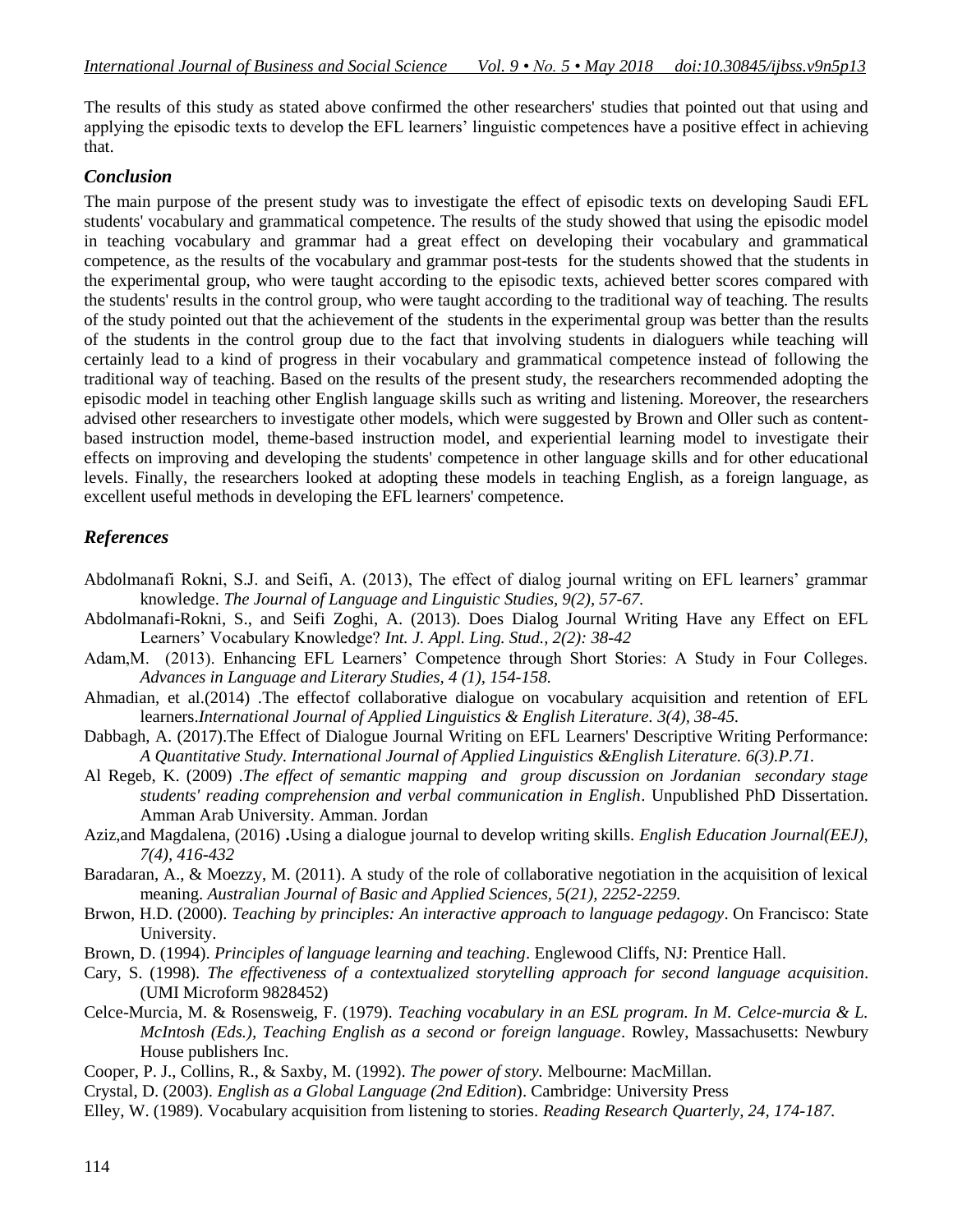The results of this study as stated above confirmed the other researchers' studies that pointed out that using and applying the episodic texts to develop the EFL learners' linguistic competences have a positive effect in achieving that.

## *Conclusion*

The main purpose of the present study was to investigate the effect of episodic texts on developing Saudi EFL students' vocabulary and grammatical competence. The results of the study showed that using the episodic model in teaching vocabulary and grammar had a great effect on developing their vocabulary and grammatical competence, as the results of the vocabulary and grammar post-tests for the students showed that the students in the experimental group, who were taught according to the episodic texts, achieved better scores compared with the students' results in the control group, who were taught according to the traditional way of teaching. The results of the study pointed out that the achievement of the students in the experimental group was better than the results of the students in the control group due to the fact that involving students in dialoguers while teaching will certainly lead to a kind of progress in their vocabulary and grammatical competence instead of following the traditional way of teaching. Based on the results of the present study, the researchers recommended adopting the episodic model in teaching other English language skills such as writing and listening. Moreover, the researchers advised other researchers to investigate other models, which were suggested by Brown and Oller such as content-based instruction model, theme-based instruction model, and experiential learning model to investigate their effects on improving and developing the students' competence in other language skills and for other educational levels. Finally, the researchers looked at adopting these models in teaching English, as a foreign language, as excellent useful methods in developing the EFL learners' competence.

## *References*

Abdolmanafi Rokni, S.J. and Seifi, A. (2013), The effect of dialog journal writing on EFL learners' grammar knowledge. *The Journal of Language and Linguistic Studies, 9(2), 57-67.*

Abdolmanafi-Rokni, S., and Seifi Zoghi, A. (2013). Does Dialog Journal Writing Have any Effect on EFL Learners' Vocabulary Knowledge? *Int. J. Appl. Ling. Stud., 2(2): 38-42*

Adam,M. (2013). Enhancing EFL Learners' Competence through Short Stories: A Study in Four Colleges. *Advances in Language and Literary Studies, 4 (1), 154-158.*

Ahmadian, et al.(2014) .The effectof collaborative dialogue on vocabulary acquisition and retention of EFL learners.*International Journal of Applied Linguistics & English Literature. 3(4), 38-45.*

Dabbagh, A. (2017).The Effect of Dialogue Journal Writing on EFL Learners' Descriptive Writing Performance: *A Quantitative Study. International Journal of Applied Linguistics &English Literature. 6(3).P.71.*

Al Regeb, K. (2009) .*The effect of semantic mapping and group discussion on Jordanian secondary stage students' reading comprehension and verbal communication in English*. Unpublished PhD Dissertation. Amman Arab University. Amman. Jordan

Aziz,and Magdalena, (2016) **.**Using a dialogue journal to develop writing skills. *English Education Journal(EEJ), 7(4), 416-432*

Baradaran, A., & Moezzy, M. (2011). A study of the role of collaborative negotiation in the acquisition of lexical meaning. *Australian Journal of Basic and Applied Sciences, 5(21), 2252-2259.*

Brwon, H.D. (2000). *Teaching by principles: An interactive approach to language pedagogy*. On Francisco: State University.

Brown, D. (1994). *Principles of language learning and teaching*. Englewood Cliffs, NJ: Prentice Hall.

Cary, S. (1998). *The effectiveness of a contextualized storytelling approach for second language acquisition*. (UMI Microform 9828452)

Celce-Murcia, M. & Rosensweig, F. (1979). *Teaching vocabulary in an ESL program. In M. Celce-murcia & L. McIntosh (Eds.), Teaching English as a second or foreign language*. Rowley, Massachusetts: Newbury House publishers Inc.

Cooper, P. J., Collins, R., & Saxby, M. (1992). *The power of story.* Melbourne: MacMillan.

Crystal, D. (2003). *English as a Global Language (2nd Edition*). Cambridge: University Press

Elley, W. (1989). Vocabulary acquisition from listening to stories. *Reading Research Quarterly, 24, 174-187.*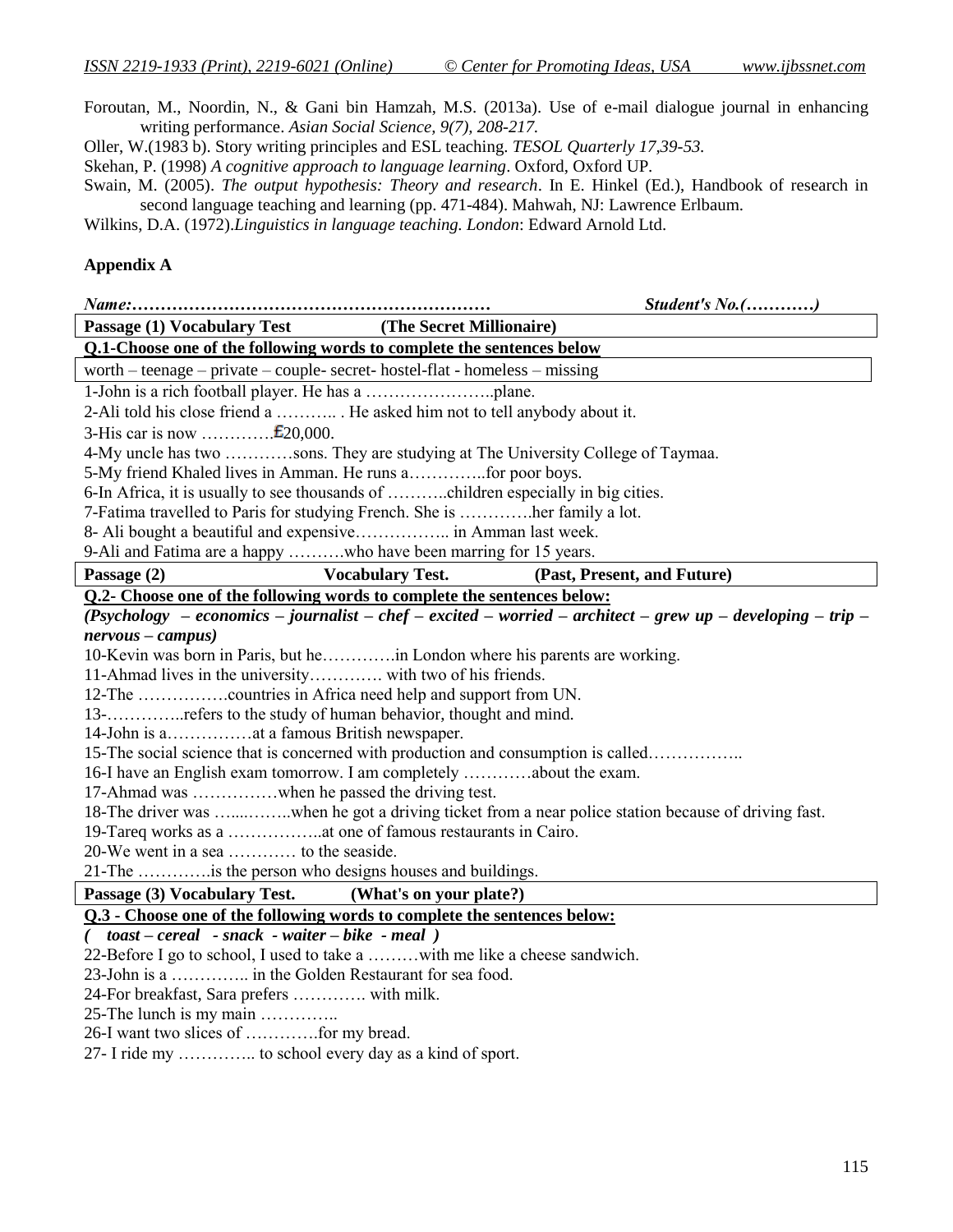Foroutan, M., Noordin, N., & Gani bin Hamzah, M.S. (2013a). Use of e-mail dialogue journal in enhancing writing performance. *Asian Social Science, 9(7), 208-217.*

Oller, W.(1983 b). Story writing principles and ESL teaching. *TESOL Quarterly 17,39-53.*

Skehan, P. (1998) *A cognitive approach to language learning*. Oxford, Oxford UP.

Swain, M. (2005). *The output hypothesis: Theory and research*. In E. Hinkel (Ed.), Handbook of research in second language teaching and learning (pp. 471-484). Mahwah, NJ: Lawrence Erlbaum.

Wilkins, D.A. (1972).*Linguistics in language teaching. London*: Edward Arnold Ltd.

## Appendix A

***Name:………………………………………………………  Student's No.(…………)***

**Passage (1) Vocabulary Test  (The Secret Millionaire)**

**Q.1-Choose one of the following words to complete the sentences below**

worth – teenage – private – couple- secret- hostel-flat - homeless – missing

1-John is a rich football player. He has a …………………..plane.

2-Ali told his close friend a ……….. . He asked him not to tell anybody about it.

3-His car is now ………….£20,000.

4-My uncle has two …………sons. They are studying at The University College of Taymaa.

5-My friend Khaled lives in Amman. He runs a…………..for poor boys.

6-In Africa, it is usually to see thousands of ………..children especially in big cities.

7-Fatima travelled to Paris for studying French. She is ………….her family a lot.

8- Ali bought a beautiful and expensive…………….. in Amman last week.

9-Ali and Fatima are a happy ……….who have been marring for 15 years.

**Passage (2)  Vocabulary Test.  (Past, Present, and Future)**

**Q.2- Choose one of the following words to complete the sentences below:**

***(Psychology – economics – journalist – chef – excited – worried – architect – grew up – developing – trip – nervous – campus)***

10-Kevin was born in Paris, but he………….in London where his parents are working.

11-Ahmad lives in the university…………. with two of his friends.

12-The …………….countries in Africa need help and support from UN.

13-…………..refers to the study of human behavior, thought and mind.

14-John is a……………at a famous British newspaper.

15-The social science that is concerned with production and consumption is called……………..

16-I have an English exam tomorrow. I am completely …………about the exam.

17-Ahmad was ……………when he passed the driving test.

18-The driver was ….....……..when he got a driving ticket from a near police station because of driving fast.

19-Tareq works as a ……………..at one of famous restaurants in Cairo.

20-We went in a sea ………… to the seaside.

21-The ………….is the person who designs houses and buildings.

**Passage (3) Vocabulary Test.  (What's on your plate?)**

**Q.3 - Choose one of the following words to complete the sentences below:**

***( toast – cereal - snack - waiter – bike - meal )***

22-Before I go to school, I used to take a ………with me like a cheese sandwich.

23-John is a ………….. in the Golden Restaurant for sea food.

24-For breakfast, Sara prefers …………. with milk.

25-The lunch is my main …………..

26-I want two slices of ………….for my bread.

27- I ride my ………….. to school every day as a kind of sport.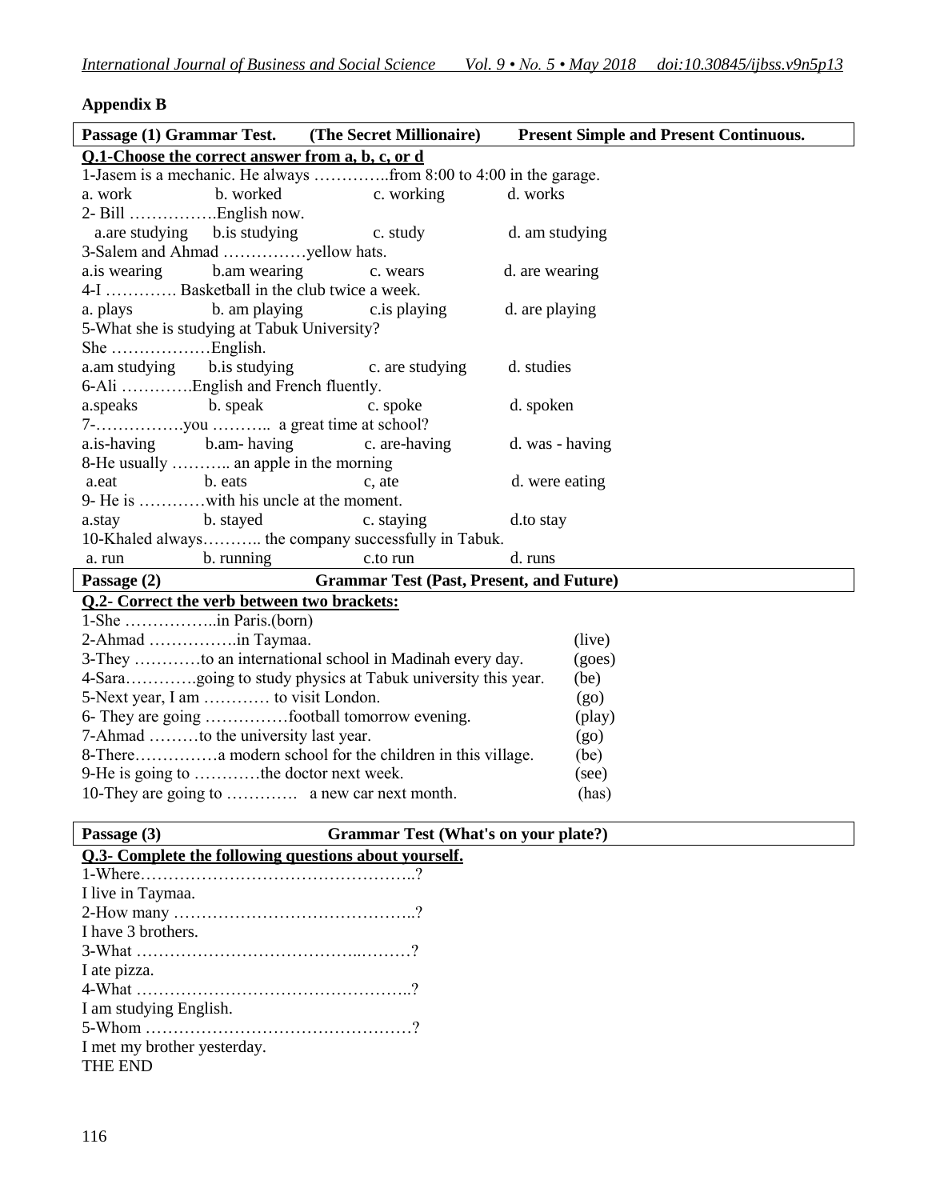## Appendix B

**Passage (1) Grammar Test. (The Secret Millionaire) Present Simple and Present Continuous.**

**Q.1-Choose the correct answer from a, b, c, or d**

1-Jasem is a mechanic. He always …………..from 8:00 to 4:00 in the garage.
a. work b. worked c. working d. works

2- Bill …………….English now.
a.are studying b.is studying c. study d. am studying

3-Salem and Ahmad ……………yellow hats.
a.is wearing b.am wearing c. wears d. are wearing

4-I …………. Basketball in the club twice a week.
a. plays b. am playing c.is playing d. are playing

5-What she is studying at Tabuk University?
She ………………English.
a.am studying b.is studying c. are studying d. studies

6-Ali ………….English and French fluently.
a.speaks b. speak c. spoke d. spoken

7-…………….you ……….. a great time at school?
a.is-having b.am- having c. are-having d. was - having

8-He usually ……….. an apple in the morning
a.eat b. eats c, ate d. were eating

9- He is …………with his uncle at the moment.
a.stay b. stayed c. staying d.to stay

10-Khaled always……….. the company successfully in Tabuk.
a. run b. running c.to run d. runs

**Passage (2) Grammar Test (Past, Present, and Future)**

**Q.2- Correct the verb between two brackets:**

1-She ……………..in Paris.(born)
2-Ahmad …………….in Taymaa. (live)
3-They …………to an international school in Madinah every day. (goes)
4-Sara………….going to study physics at Tabuk university this year. (be)
5-Next year, I am ………… to visit London. (go)
6- They are going ……………football tomorrow evening. (play)
7-Ahmad ………to the university last year. (go)
8-There……………a modern school for the children in this village. (be)
9-He is going to …………the doctor next week. (see)
10-They are going to …………. a new car next month. (has)

**Passage (3) Grammar Test (What's on your plate?)**

**Q.3- Complete the following questions about yourself.**

1-Where…………………………………………..?
I live in Taymaa.
2-How many ……………………………………..?
I have 3 brothers.
3-What ………………………………..………?
I ate pizza.
4-What …………………………………………..?
I am studying English.
5-Whom …………………………………………?
I met my brother yesterday.
THE END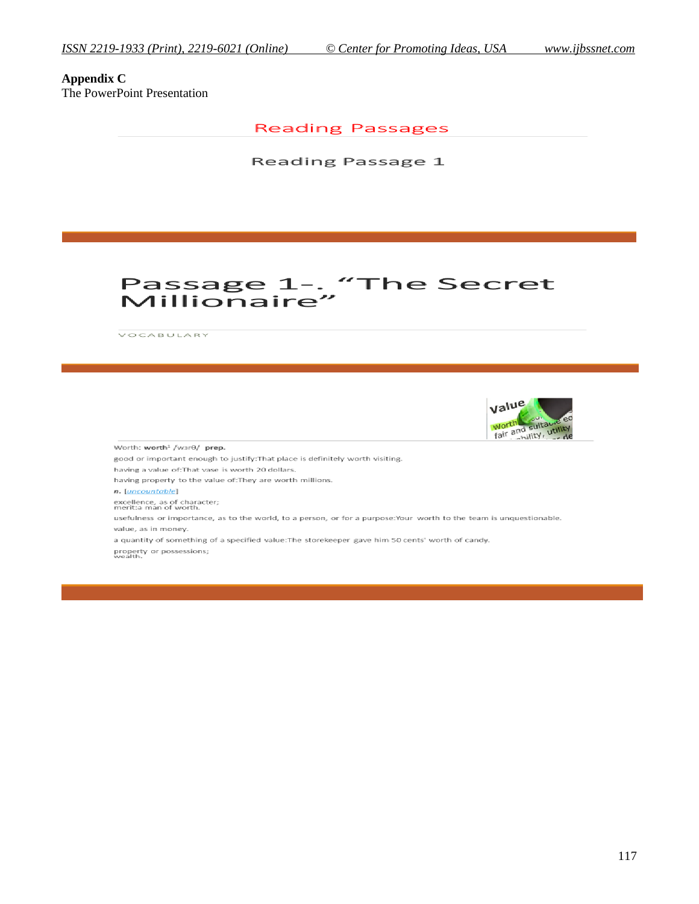**Appendix C**

The PowerPoint Presentation

Reading Passages

Reading Passage 1

Passage 1–. "The Secret Millionaire"

VOCABULARY

Worth: **worth**[1] /wɜrθ/ **prep.**

good or important enough to justify:That place is definitely worth visiting.

having a value of:That vase is worth 20 dollars.

having property to the value of:They are worth millions.

*n.* [*uncountable*]

excellence, as of character; merit:a man of worth.

usefulness or importance, as to the world, to a person, or for a purpose:Your worth to the team is unquestionable.

value, as in money.

a quantity of something of a specified value:The storekeeper gave him 50 cents' worth of candy.

property or possessions; wealth.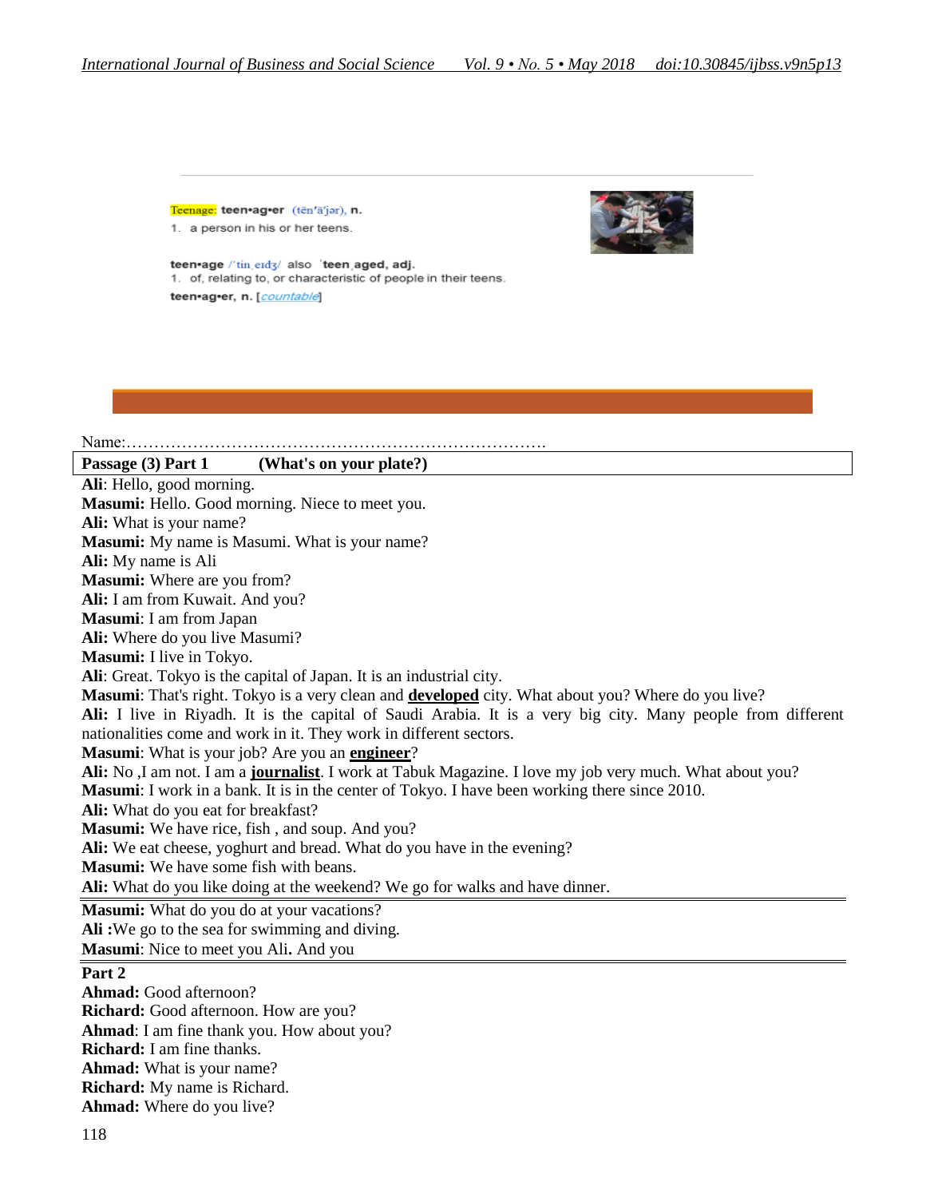Teenage: **teen•ag•er** (tēn′ā′jər), **n.**

1. a person in his or her teens.

**teen•age** /ˈtin͵eɪdʒ/ also ˈ**teen͵aged, adj.**

1. of, relating to, or characteristic of people in their teens.

**teen•ag•er, n.** [countable]

Name:…………………………………………………………………….

**Passage (3) Part 1 (What's on your plate?)**

**Ali**: Hello, good morning.
**Masumi:** Hello. Good morning. Niece to meet you.
**Ali:** What is your name?
**Masumi:** My name is Masumi. What is your name?
**Ali:** My name is Ali
**Masumi:** Where are you from?
**Ali:** I am from Kuwait. And you?
**Masumi**: I am from Japan
**Ali:** Where do you live Masumi?
**Masumi:** I live in Tokyo.
**Ali**: Great. Tokyo is the capital of Japan. It is an industrial city.
**Masumi**: That's right. Tokyo is a very clean and **developed** city. What about you? Where do you live?
**Ali:** I live in Riyadh. It is the capital of Saudi Arabia. It is a very big city. Many people from different nationalities come and work in it. They work in different sectors.
**Masumi**: What is your job? Are you an **engineer**?
**Ali:** No ,I am not. I am a **journalist**. I work at Tabuk Magazine. I love my job very much. What about you?
**Masumi**: I work in a bank. It is in the center of Tokyo. I have been working there since 2010.
**Ali:** What do you eat for breakfast?
**Masumi:** We have rice, fish , and soup. And you?
**Ali:** We eat cheese, yoghurt and bread. What do you have in the evening?
**Masumi:** We have some fish with beans.
**Ali:** What do you like doing at the weekend? We go for walks and have dinner.
**Masumi:** What do you do at your vacations?
**Ali :**We go to the sea for swimming and diving.
**Masumi**: Nice to meet you Ali**.** And you

**Part 2**

**Ahmad:** Good afternoon?
**Richard:** Good afternoon. How are you?
**Ahmad**: I am fine thank you. How about you?
**Richard:** I am fine thanks.
**Ahmad:** What is your name?
**Richard:** My name is Richard.
**Ahmad:** Where do you live?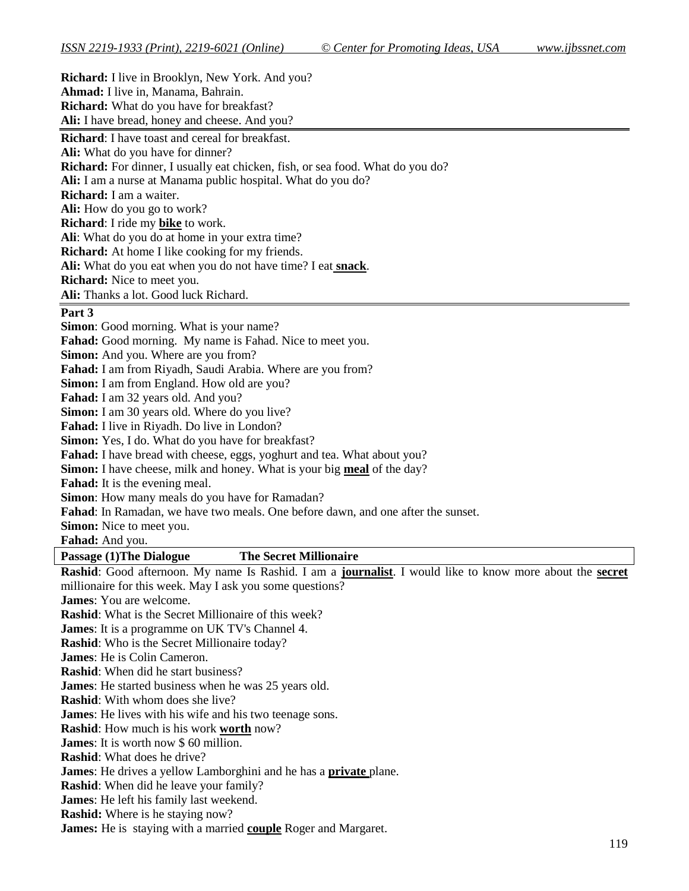**Richard:** I live in Brooklyn, New York. And you?
**Ahmad:** I live in, Manama, Bahrain.
**Richard:** What do you have for breakfast?
**Ali:** I have bread, honey and cheese. And you?

---

**Richard**: I have toast and cereal for breakfast.
**Ali:** What do you have for dinner?
**Richard:** For dinner, I usually eat chicken, fish, or sea food. What do you do?
**Ali:** I am a nurse at Manama public hospital. What do you do?
**Richard:** I am a waiter.
**Ali:** How do you go to work?
**Richard**: I ride my **bike** to work.
**Ali**: What do you do at home in your extra time?
**Richard:** At home I like cooking for my friends.
**Ali:** What do you eat when you do not have time? I eat **snack**.
**Richard:** Nice to meet you.
**Ali:** Thanks a lot. Good luck Richard.

---

**Part 3**

**Simon**: Good morning. What is your name?
**Fahad:** Good morning. My name is Fahad. Nice to meet you.
**Simon:** And you. Where are you from?
**Fahad:** I am from Riyadh, Saudi Arabia. Where are you from?
**Simon:** I am from England. How old are you?
**Fahad:** I am 32 years old. And you?
**Simon:** I am 30 years old. Where do you live?
**Fahad:** I live in Riyadh. Do live in London?
**Simon:** Yes, I do. What do you have for breakfast?
**Fahad:** I have bread with cheese, eggs, yoghurt and tea. What about you?
**Simon:** I have cheese, milk and honey. What is your big **meal** of the day?
**Fahad:** It is the evening meal.
**Simon**: How many meals do you have for Ramadan?
**Fahad**: In Ramadan, we have two meals. One before dawn, and one after the sunset.
**Simon:** Nice to meet you.
**Fahad:** And you.

**Passage (1)The Dialogue The Secret Millionaire**

**Rashid**: Good afternoon. My name Is Rashid. I am a **journalist**. I would like to know more about the **secret** millionaire for this week. May I ask you some questions?
**James**: You are welcome.
**Rashid**: What is the Secret Millionaire of this week?
**James**: It is a programme on UK TV's Channel 4.
**Rashid**: Who is the Secret Millionaire today?
**James**: He is Colin Cameron.
**Rashid**: When did he start business?
**James**: He started business when he was 25 years old.
**Rashid**: With whom does she live?
**James**: He lives with his wife and his two teenage sons.
**Rashid**: How much is his work **worth** now?
**James**: It is worth now $ 60 million.
**Rashid**: What does he drive?
**James**: He drives a yellow Lamborghini and he has a **private** plane.
**Rashid**: When did he leave your family?
**James**: He left his family last weekend.
**Rashid:** Where is he staying now?
**James:** He is staying with a married **couple** Roger and Margaret.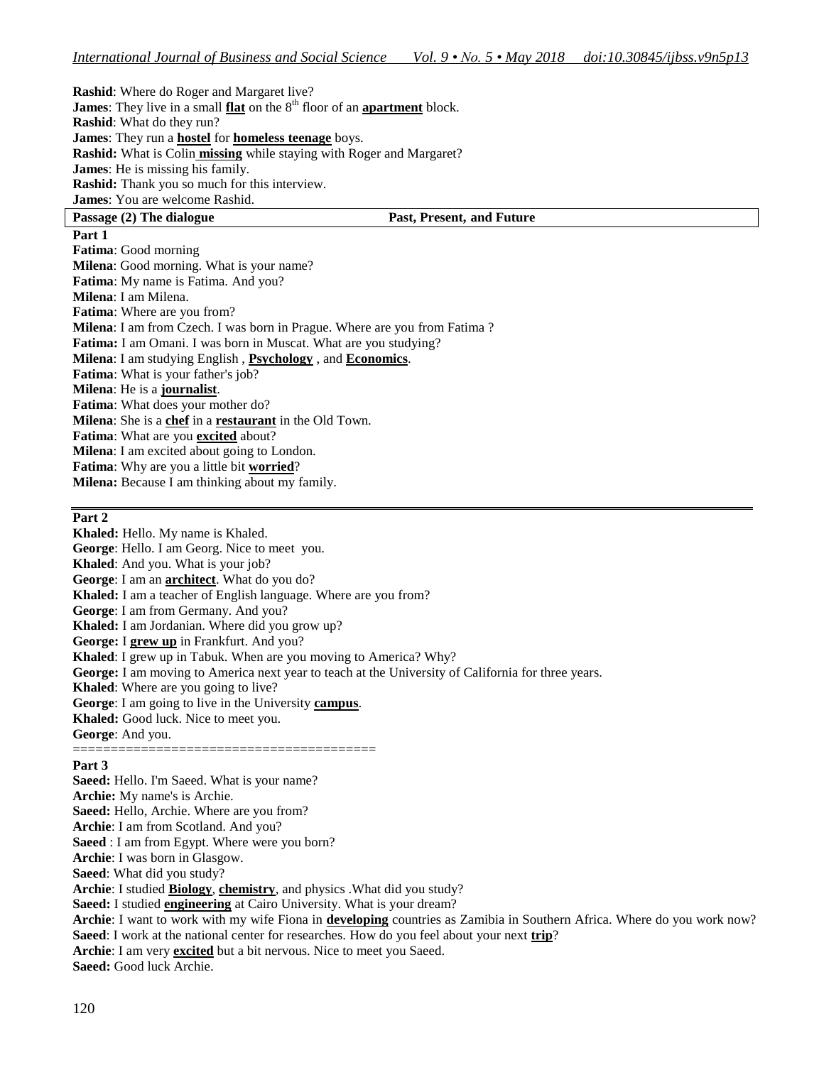**Rashid**: Where do Roger and Margaret live?

**James**: They live in a small **flat** on the 8th floor of an **apartment** block.

**Rashid**: What do they run?

**James**: They run a **hostel** for **homeless teenage** boys.

**Rashid:** What is Colin **missing** while staying with Roger and Margaret?

**James**: He is missing his family.

**Rashid:** Thank you so much for this interview.

**James**: You are welcome Rashid.

| **Passage (2) The dialogue** | **Past, Present, and Future** |
|---|---|

**Part 1**

**Fatima**: Good morning

**Milena**: Good morning. What is your name?

**Fatima**: My name is Fatima. And you?

**Milena**: I am Milena.

**Fatima**: Where are you from?

**Milena**: I am from Czech. I was born in Prague. Where are you from Fatima ?

**Fatima:** I am Omani. I was born in Muscat. What are you studying?

**Milena**: I am studying English , **Psychology** , and **Economics**.

**Fatima**: What is your father's job?

**Milena**: He is a **journalist**.

**Fatima**: What does your mother do?

**Milena**: She is a **chef** in a **restaurant** in the Old Town.

**Fatima**: What are you **excited** about?

**Milena**: I am excited about going to London.

**Fatima**: Why are you a little bit **worried**?

**Milena:** Because I am thinking about my family.

**Part 2**

**Khaled:** Hello. My name is Khaled.

**George**: Hello. I am Georg. Nice to meet you.

**Khaled**: And you. What is your job?

**George**: I am an **architect**. What do you do?

**Khaled:** I am a teacher of English language. Where are you from?

**George**: I am from Germany. And you?

**Khaled:** I am Jordanian. Where did you grow up?

**George:** I **grew up** in Frankfurt. And you?

**Khaled**: I grew up in Tabuk. When are you moving to America? Why?

**George:** I am moving to America next year to teach at the University of California for three years.

**Khaled**: Where are you going to live?

**George**: I am going to live in the University **campus**.

**Khaled:** Good luck. Nice to meet you.

**George**: And you.

=======================================

**Part 3**

**Saeed:** Hello. I'm Saeed. What is your name?

**Archie:** My name's is Archie.

**Saeed:** Hello, Archie. Where are you from?

**Archie**: I am from Scotland. And you?

**Saeed** : I am from Egypt. Where were you born?

**Archie**: I was born in Glasgow.

**Saeed**: What did you study?

**Archie**: I studied **Biology**, **chemistry**, and physics .What did you study?

**Saeed:** I studied **engineering** at Cairo University. What is your dream?

**Archie**: I want to work with my wife Fiona in **developing** countries as Zamibia in Southern Africa. Where do you work now?

**Saeed**: I work at the national center for researches. How do you feel about your next **trip**?

**Archie**: I am very **excited** but a bit nervous. Nice to meet you Saeed.

**Saeed:** Good luck Archie.